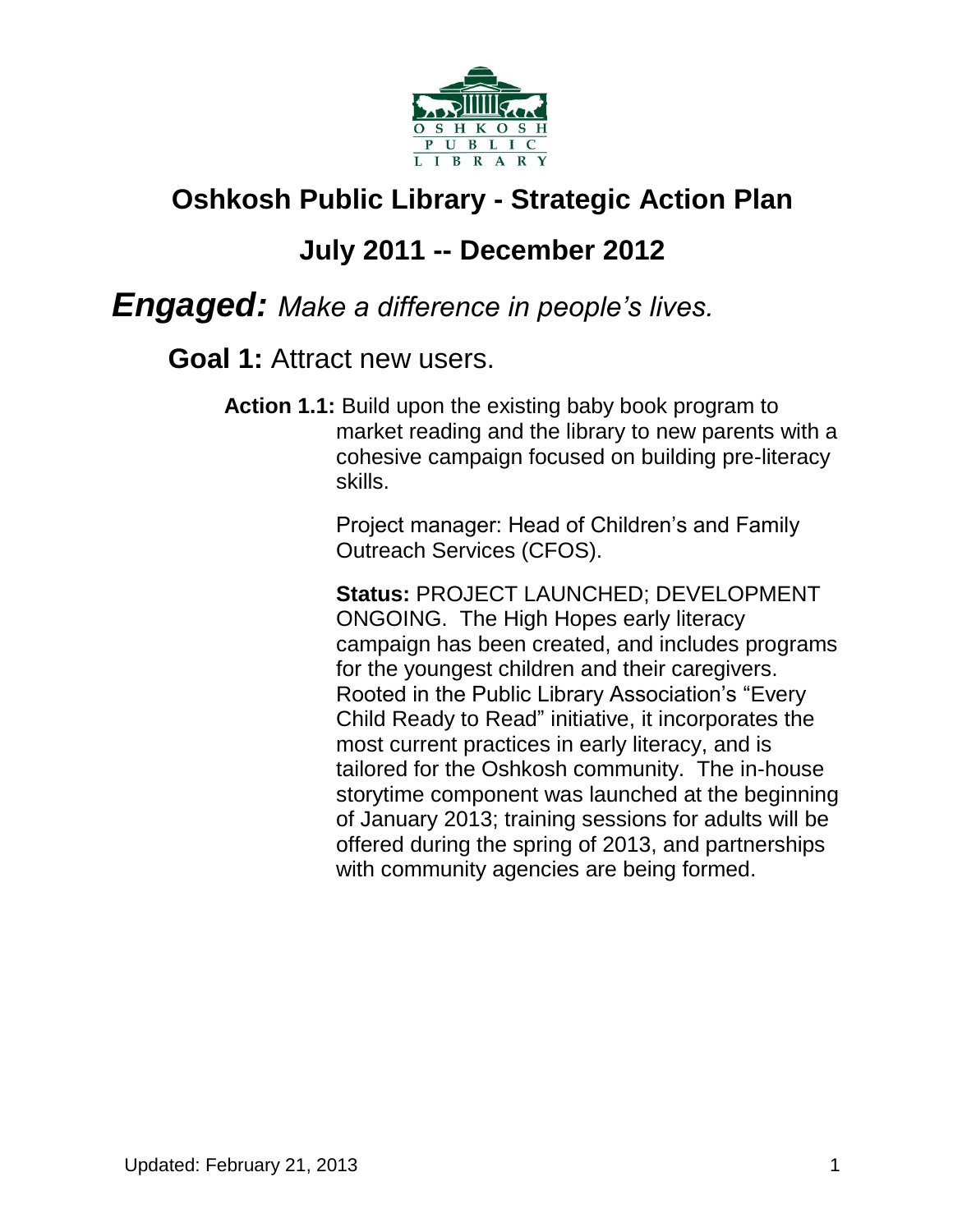# Oshkosh Public Library - Strategic Action Plan

## July 2011 -- December 2012

## ***Engaged:*** *Make a difference in people's lives.*

### **Goal 1:** Attract new users.

**Action 1.1:** Build upon the existing baby book program to market reading and the library to new parents with a cohesive campaign focused on building pre-literacy skills.

Project manager: Head of Children's and Family Outreach Services (CFOS).

**Status:** PROJECT LAUNCHED; DEVELOPMENT ONGOING. The High Hopes early literacy campaign has been created, and includes programs for the youngest children and their caregivers. Rooted in the Public Library Association's "Every Child Ready to Read" initiative, it incorporates the most current practices in early literacy, and is tailored for the Oshkosh community. The in-house storytime component was launched at the beginning of January 2013; training sessions for adults will be offered during the spring of 2013, and partnerships with community agencies are being formed.

Updated: February 21, 2013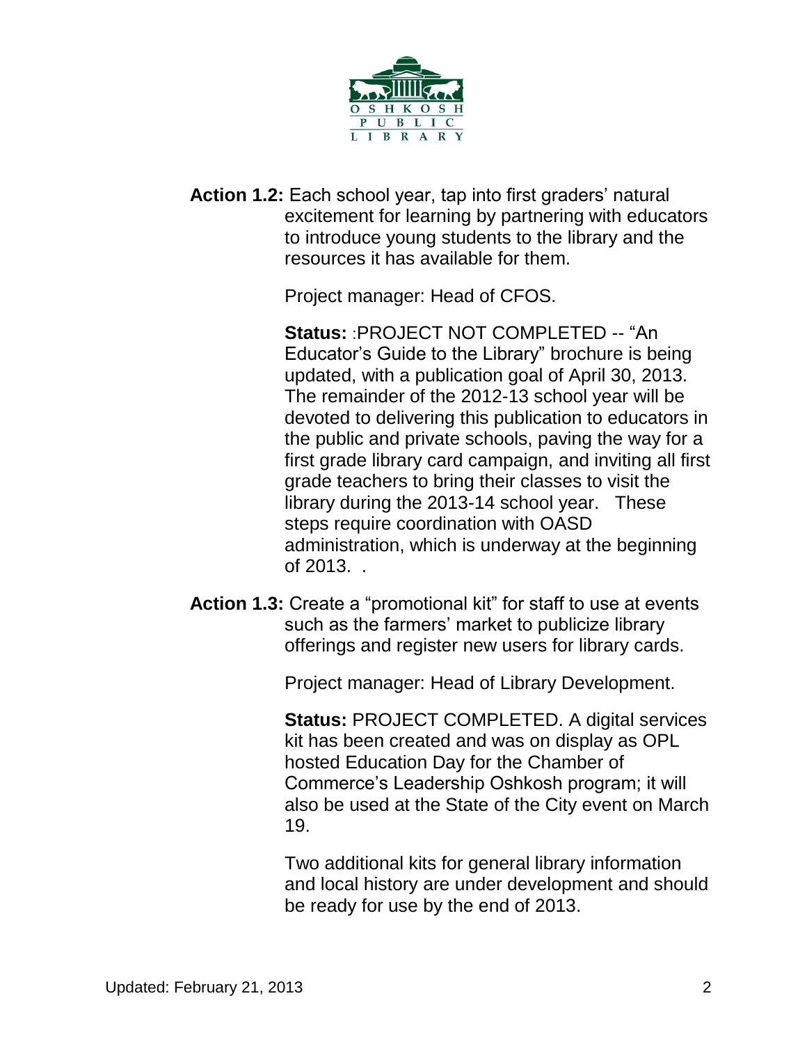**Action 1.2:** Each school year, tap into first graders' natural excitement for learning by partnering with educators to introduce young students to the library and the resources it has available for them.

Project manager: Head of CFOS.

**Status:** :PROJECT NOT COMPLETED -- "An Educator's Guide to the Library" brochure is being updated, with a publication goal of April 30, 2013. The remainder of the 2012-13 school year will be devoted to delivering this publication to educators in the public and private schools, paving the way for a first grade library card campaign, and inviting all first grade teachers to bring their classes to visit the library during the 2013-14 school year. These steps require coordination with OASD administration, which is underway at the beginning of 2013. .

**Action 1.3:** Create a "promotional kit" for staff to use at events such as the farmers' market to publicize library offerings and register new users for library cards.

Project manager: Head of Library Development.

**Status:** PROJECT COMPLETED. A digital services kit has been created and was on display as OPL hosted Education Day for the Chamber of Commerce's Leadership Oshkosh program; it will also be used at the State of the City event on March 19.

Two additional kits for general library information and local history are under development and should be ready for use by the end of 2013.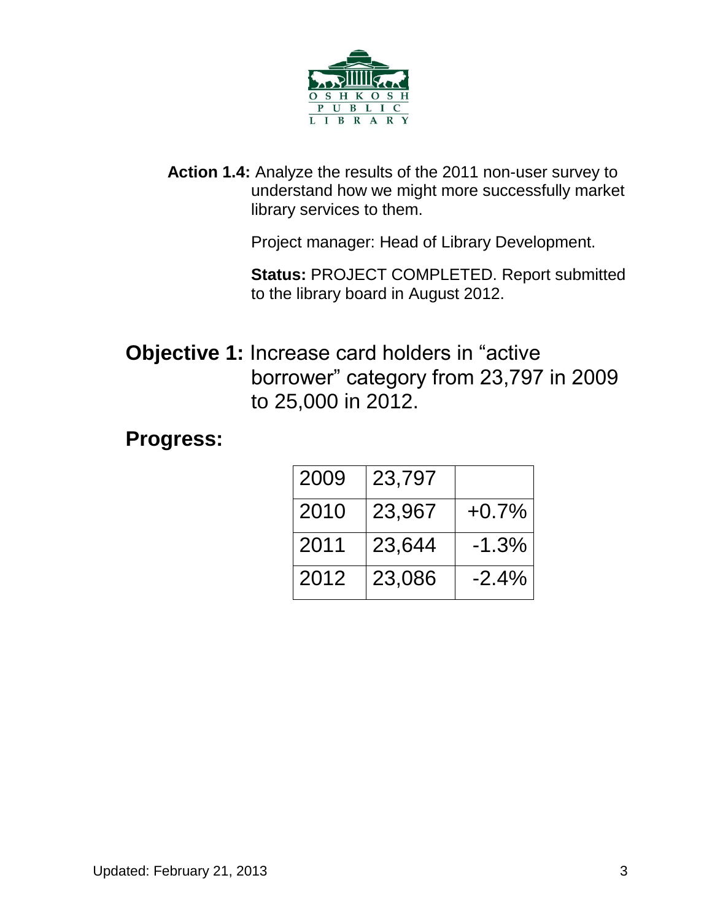**Action 1.4:** Analyze the results of the 2011 non-user survey to understand how we might more successfully market library services to them.

Project manager: Head of Library Development.

**Status:** PROJECT COMPLETED. Report submitted to the library board in August 2012.

## **Objective 1:** Increase card holders in "active borrower" category from 23,797 in 2009 to 25,000 in 2012.

## Progress:

| | | |
|---|---|---|
| 2009 | 23,797 | |
| 2010 | 23,967 | +0.7% |
| 2011 | 23,644 | -1.3% |
| 2012 | 23,086 | -2.4% |

Updated: February 21, 2013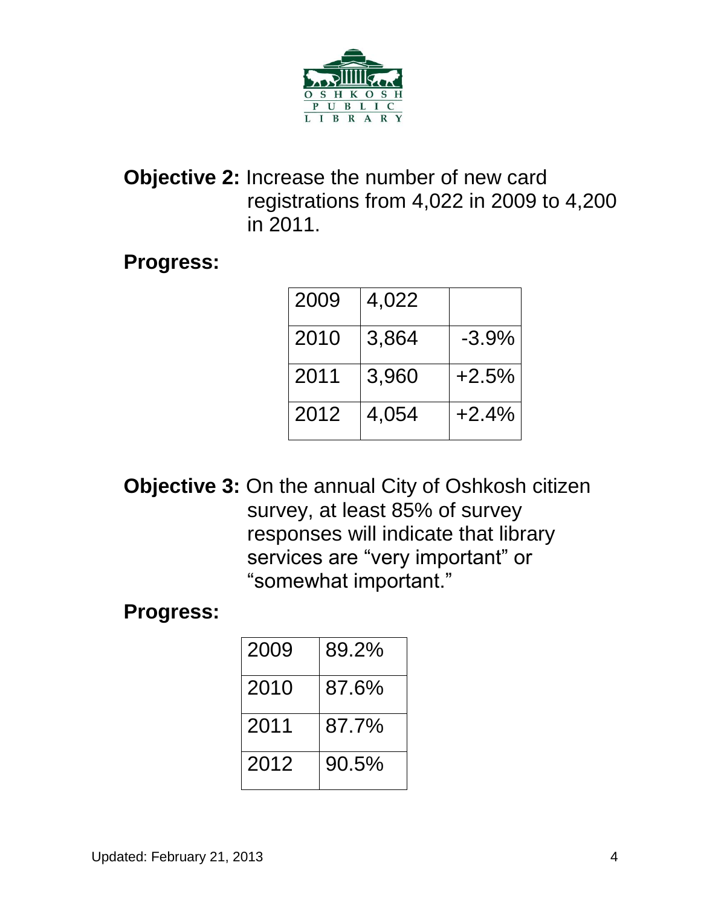**Objective 2:** Increase the number of new card registrations from 4,022 in 2009 to 4,200 in 2011.

**Progress:**

| | | |
|---|---|---|
| 2009 | 4,022 | |
| 2010 | 3,864 | -3.9% |
| 2011 | 3,960 | +2.5% |
| 2012 | 4,054 | +2.4% |

**Objective 3:** On the annual City of Oshkosh citizen survey, at least 85% of survey responses will indicate that library services are "very important" or "somewhat important."

**Progress:**

| | |
|---|---|
| 2009 | 89.2% |
| 2010 | 87.6% |
| 2011 | 87.7% |
| 2012 | 90.5% |

Updated: February 21, 2013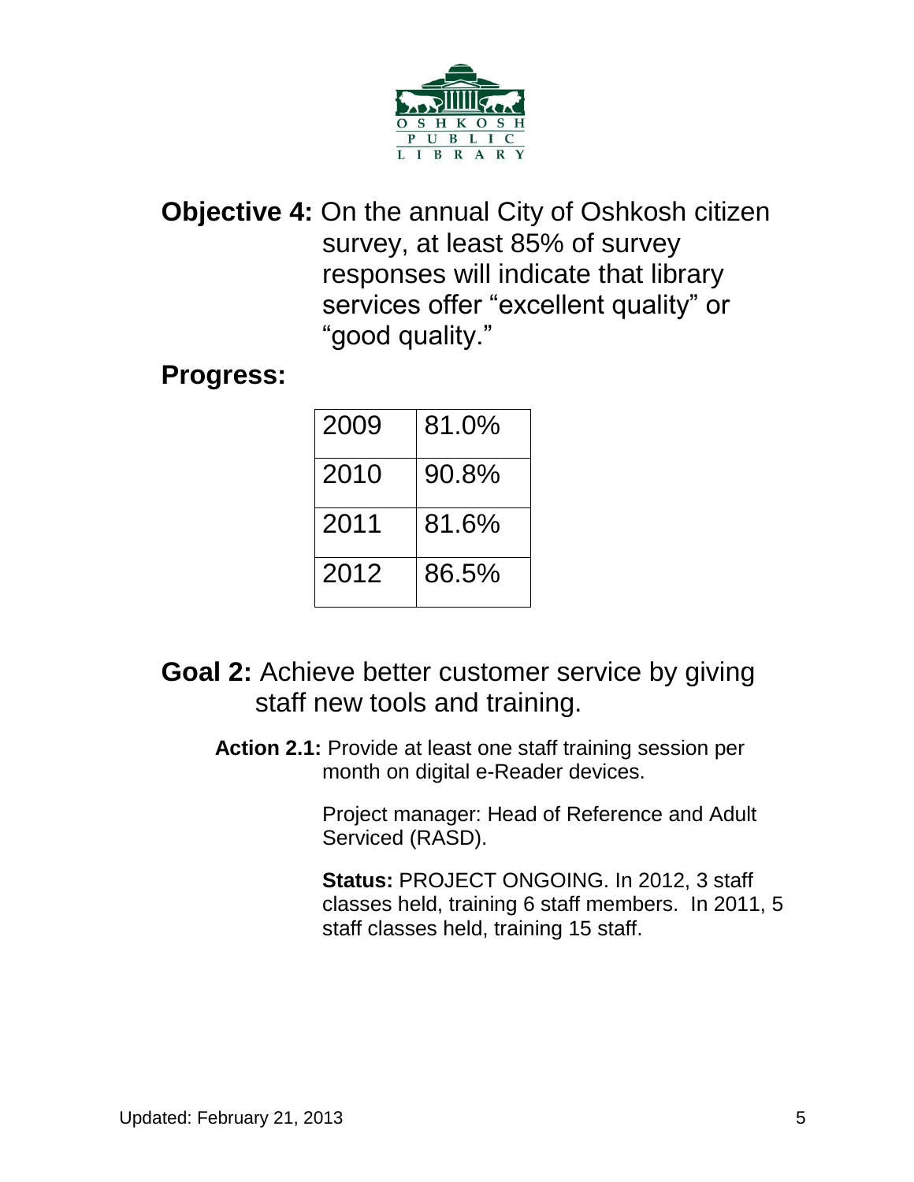**Objective 4:** On the annual City of Oshkosh citizen survey, at least 85% of survey responses will indicate that library services offer "excellent quality" or "good quality."

**Progress:**

| 2009 | 81.0% |
|---|---|
| 2010 | 90.8% |
| 2011 | 81.6% |
| 2012 | 86.5% |

**Goal 2:** Achieve better customer service by giving staff new tools and training.

**Action 2.1:** Provide at least one staff training session per month on digital e-Reader devices.

Project manager: Head of Reference and Adult Serviced (RASD).

**Status:** PROJECT ONGOING. In 2012, 3 staff classes held, training 6 staff members. In 2011, 5 staff classes held, training 15 staff.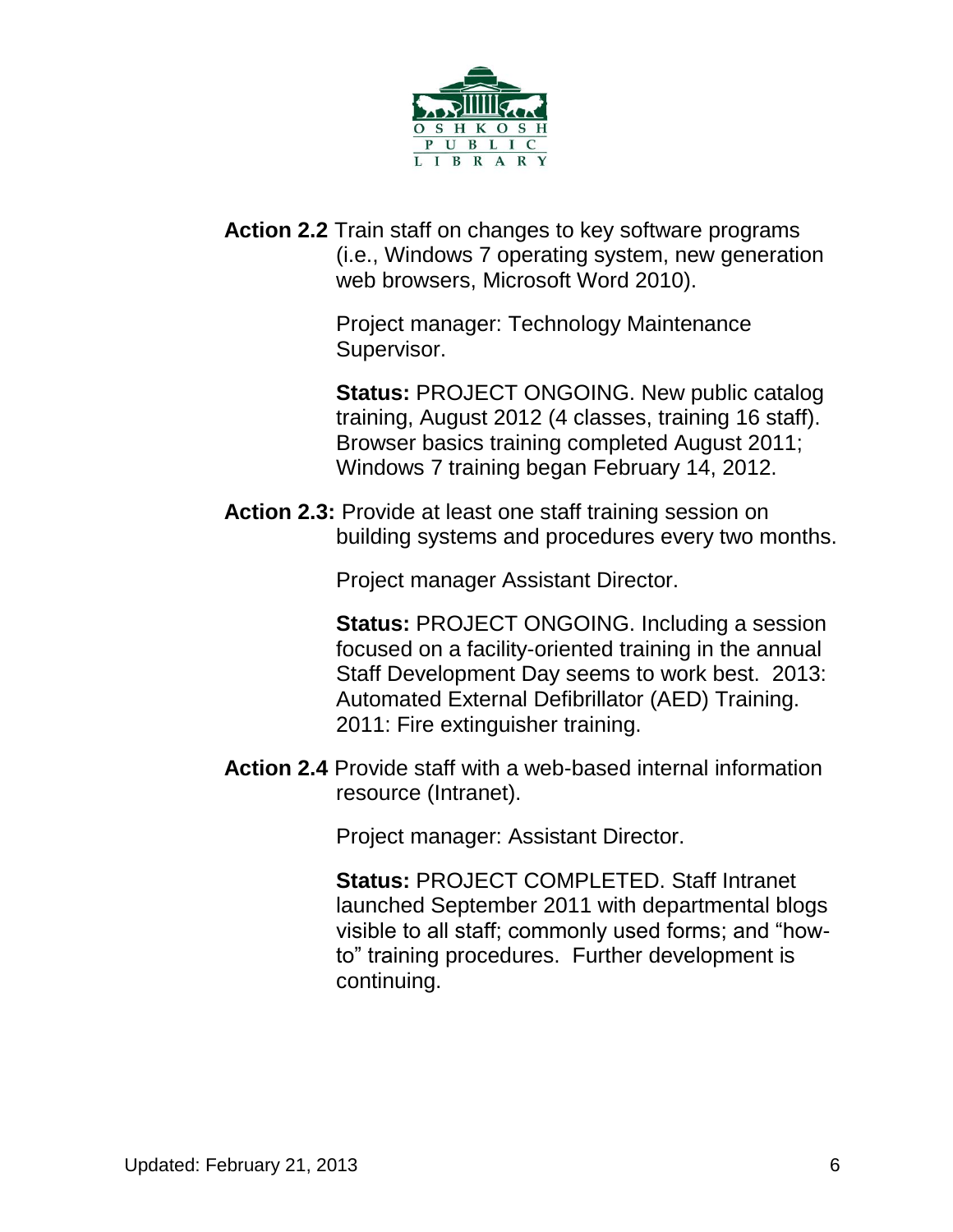**Action 2.2** Train staff on changes to key software programs (i.e., Windows 7 operating system, new generation web browsers, Microsoft Word 2010).

Project manager: Technology Maintenance Supervisor.

**Status:** PROJECT ONGOING. New public catalog training, August 2012 (4 classes, training 16 staff). Browser basics training completed August 2011; Windows 7 training began February 14, 2012.

**Action 2.3:** Provide at least one staff training session on building systems and procedures every two months.

Project manager Assistant Director.

**Status:** PROJECT ONGOING. Including a session focused on a facility-oriented training in the annual Staff Development Day seems to work best. 2013: Automated External Defibrillator (AED) Training. 2011: Fire extinguisher training.

**Action 2.4** Provide staff with a web-based internal information resource (Intranet).

Project manager: Assistant Director.

**Status:** PROJECT COMPLETED. Staff Intranet launched September 2011 with departmental blogs visible to all staff; commonly used forms; and "how-to" training procedures. Further development is continuing.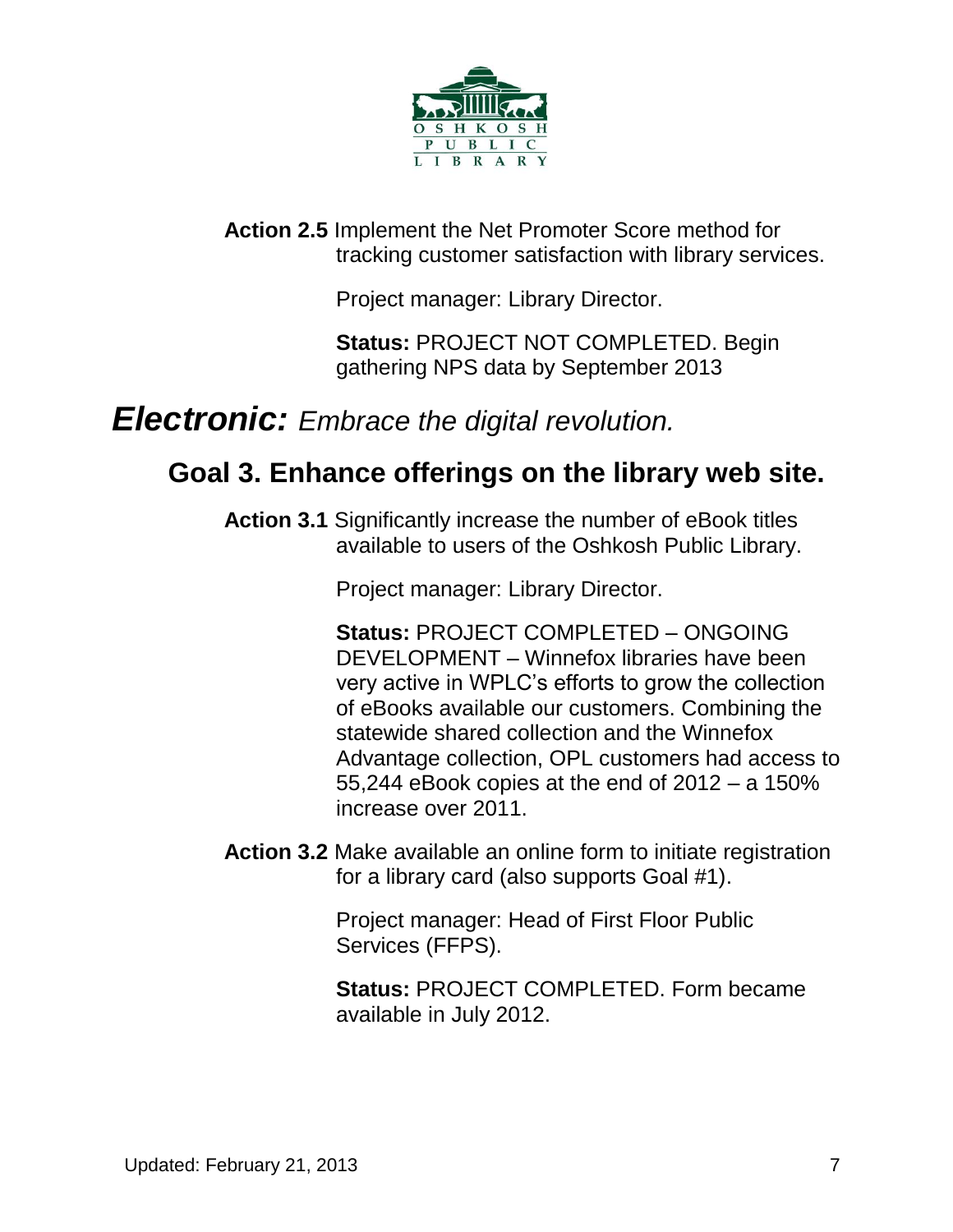**Action 2.5** Implement the Net Promoter Score method for tracking customer satisfaction with library services.

Project manager: Library Director.

**Status:** PROJECT NOT COMPLETED. Begin gathering NPS data by September 2013

# ***Electronic:*** *Embrace the digital revolution.*

## Goal 3. Enhance offerings on the library web site.

**Action 3.1** Significantly increase the number of eBook titles available to users of the Oshkosh Public Library.

Project manager: Library Director.

**Status:** PROJECT COMPLETED – ONGOING DEVELOPMENT – Winnefox libraries have been very active in WPLC's efforts to grow the collection of eBooks available our customers. Combining the statewide shared collection and the Winnefox Advantage collection, OPL customers had access to 55,244 eBook copies at the end of 2012 – a 150% increase over 2011.

**Action 3.2** Make available an online form to initiate registration for a library card (also supports Goal #1).

Project manager: Head of First Floor Public Services (FFPS).

**Status:** PROJECT COMPLETED. Form became available in July 2012.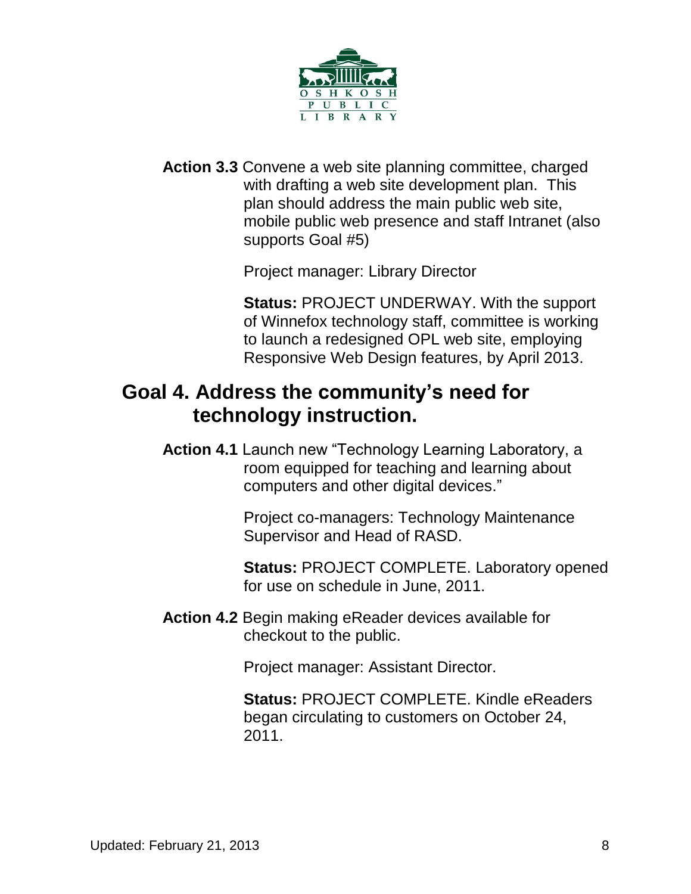**Action 3.3** Convene a web site planning committee, charged with drafting a web site development plan. This plan should address the main public web site, mobile public web presence and staff Intranet (also supports Goal #5)

Project manager: Library Director

**Status:** PROJECT UNDERWAY. With the support of Winnefox technology staff, committee is working to launch a redesigned OPL web site, employing Responsive Web Design features, by April 2013.

## Goal 4. Address the community's need for technology instruction.

**Action 4.1** Launch new "Technology Learning Laboratory, a room equipped for teaching and learning about computers and other digital devices."

Project co-managers: Technology Maintenance Supervisor and Head of RASD.

**Status:** PROJECT COMPLETE. Laboratory opened for use on schedule in June, 2011.

**Action 4.2** Begin making eReader devices available for checkout to the public.

Project manager: Assistant Director.

**Status:** PROJECT COMPLETE. Kindle eReaders began circulating to customers on October 24, 2011.

Updated: February 21, 2013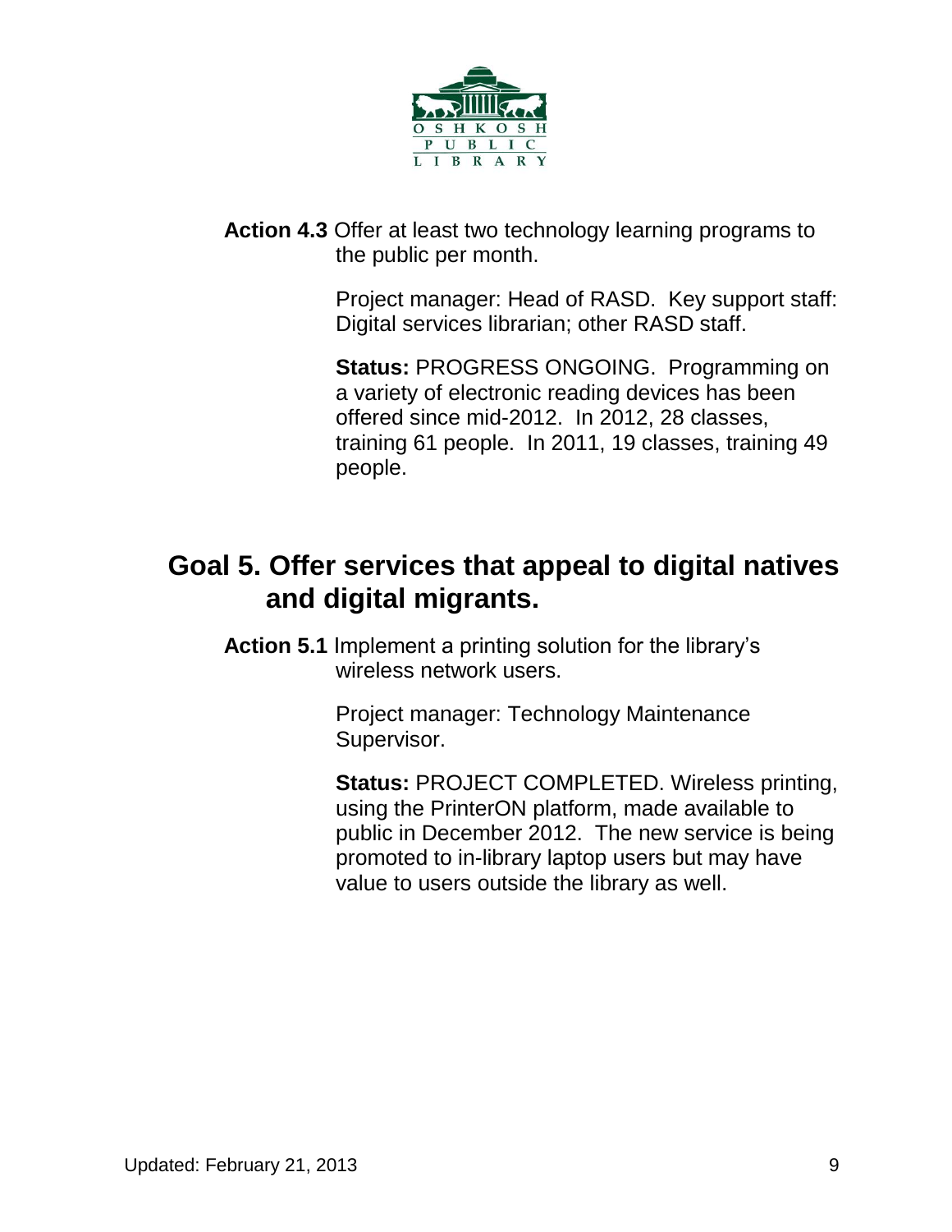**Action 4.3** Offer at least two technology learning programs to the public per month.

Project manager: Head of RASD. Key support staff: Digital services librarian; other RASD staff.

**Status:** PROGRESS ONGOING. Programming on a variety of electronic reading devices has been offered since mid-2012. In 2012, 28 classes, training 61 people. In 2011, 19 classes, training 49 people.

## Goal 5. Offer services that appeal to digital natives and digital migrants.

**Action 5.1** Implement a printing solution for the library's wireless network users.

Project manager: Technology Maintenance Supervisor.

**Status:** PROJECT COMPLETED. Wireless printing, using the PrinterON platform, made available to public in December 2012. The new service is being promoted to in-library laptop users but may have value to users outside the library as well.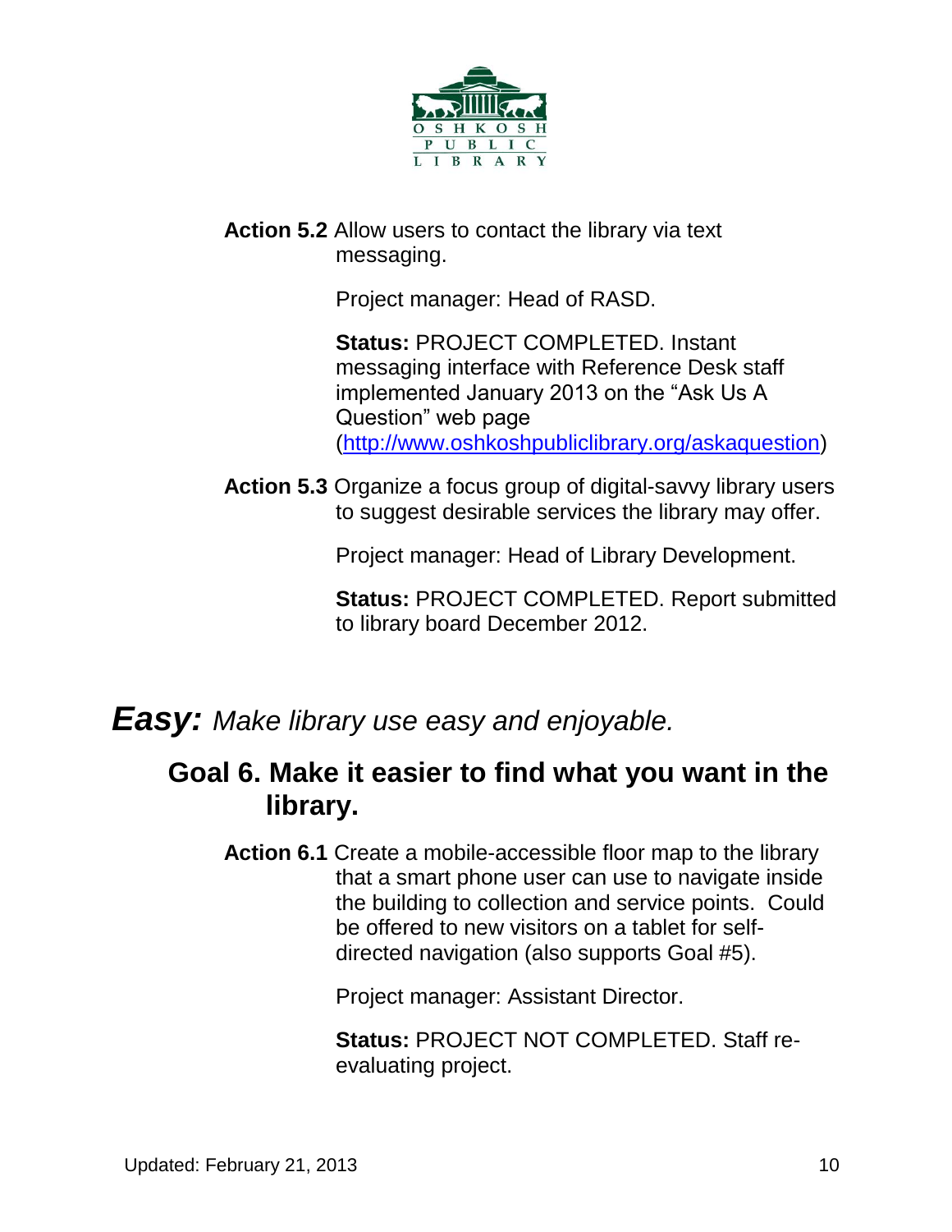**Action 5.2** Allow users to contact the library via text messaging.

Project manager: Head of RASD.

**Status:** PROJECT COMPLETED. Instant messaging interface with Reference Desk staff implemented January 2013 on the "Ask Us A Question" web page (http://www.oshkoshpubliclibrary.org/askaquestion)

**Action 5.3** Organize a focus group of digital-savvy library users to suggest desirable services the library may offer.

Project manager: Head of Library Development.

**Status:** PROJECT COMPLETED. Report submitted to library board December 2012.

# ***Easy:*** *Make library use easy and enjoyable.*

## Goal 6. Make it easier to find what you want in the library.

**Action 6.1** Create a mobile-accessible floor map to the library that a smart phone user can use to navigate inside the building to collection and service points. Could be offered to new visitors on a tablet for self-directed navigation (also supports Goal #5).

Project manager: Assistant Director.

**Status:** PROJECT NOT COMPLETED. Staff re-evaluating project.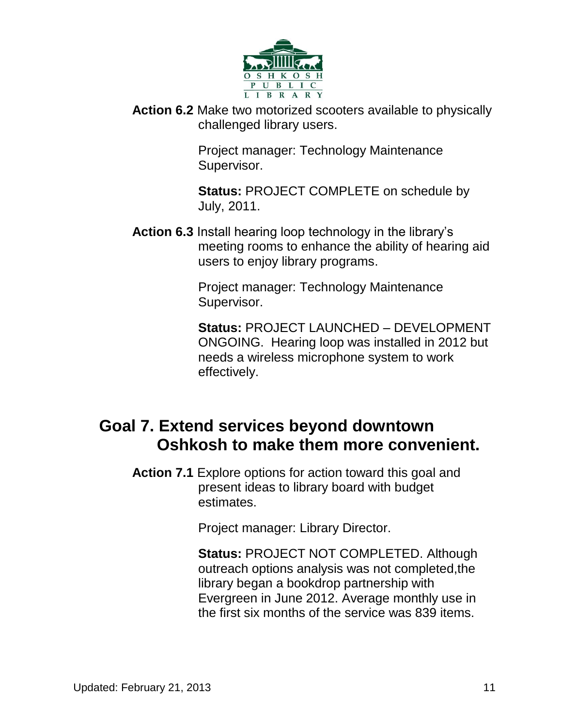**Action 6.2** Make two motorized scooters available to physically challenged library users.

Project manager: Technology Maintenance Supervisor.

**Status:** PROJECT COMPLETE on schedule by July, 2011.

**Action 6.3** Install hearing loop technology in the library's meeting rooms to enhance the ability of hearing aid users to enjoy library programs.

Project manager: Technology Maintenance Supervisor.

**Status:** PROJECT LAUNCHED – DEVELOPMENT ONGOING. Hearing loop was installed in 2012 but needs a wireless microphone system to work effectively.

## Goal 7. Extend services beyond downtown Oshkosh to make them more convenient.

**Action 7.1** Explore options for action toward this goal and present ideas to library board with budget estimates.

Project manager: Library Director.

**Status:** PROJECT NOT COMPLETED. Although outreach options analysis was not completed,the library began a bookdrop partnership with Evergreen in June 2012. Average monthly use in the first six months of the service was 839 items.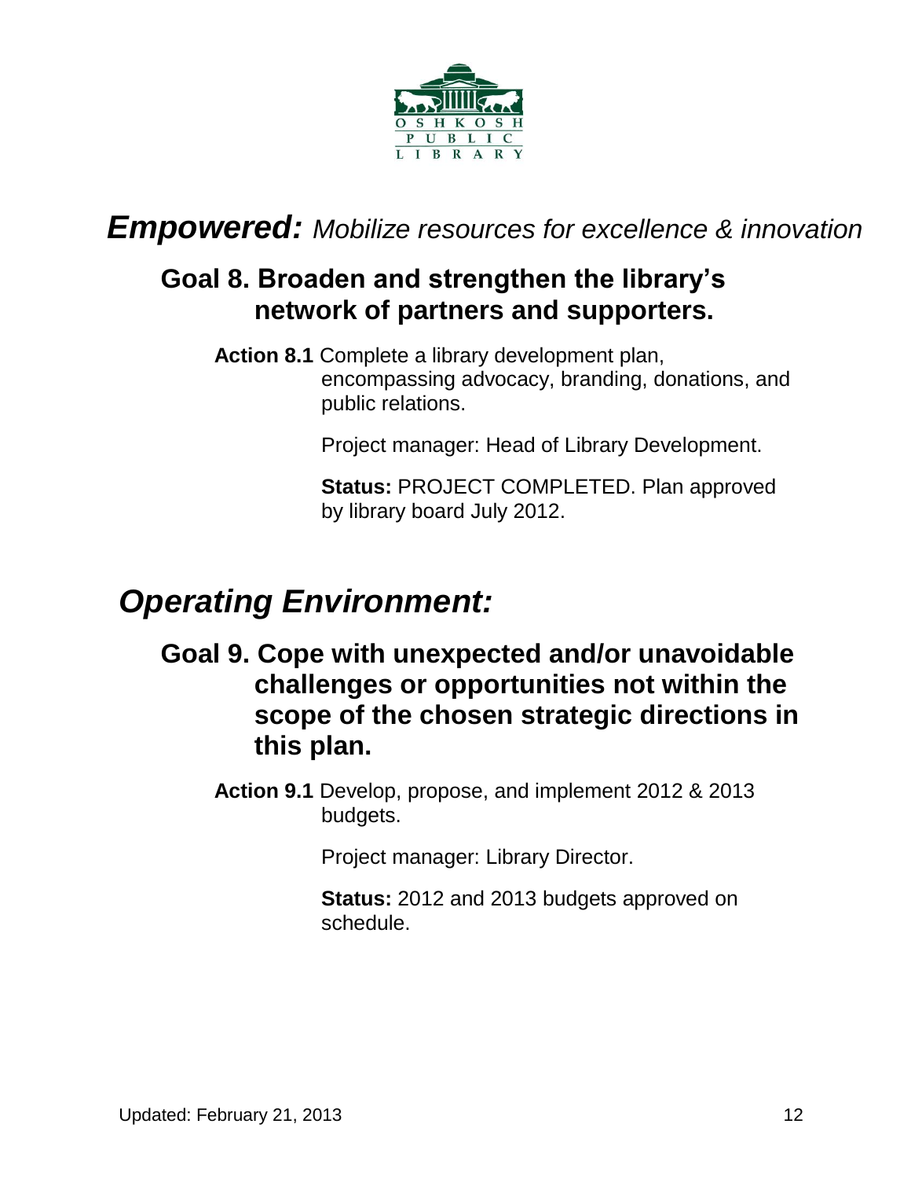***Empowered:*** *Mobilize resources for excellence & innovation*

## Goal 8. Broaden and strengthen the library's network of partners and supporters.

**Action 8.1** Complete a library development plan, encompassing advocacy, branding, donations, and public relations.

Project manager: Head of Library Development.

**Status:** PROJECT COMPLETED. Plan approved by library board July 2012.

# *Operating Environment:*

## Goal 9. Cope with unexpected and/or unavoidable challenges or opportunities not within the scope of the chosen strategic directions in this plan.

**Action 9.1** Develop, propose, and implement 2012 & 2013 budgets.

Project manager: Library Director.

**Status:** 2012 and 2013 budgets approved on schedule.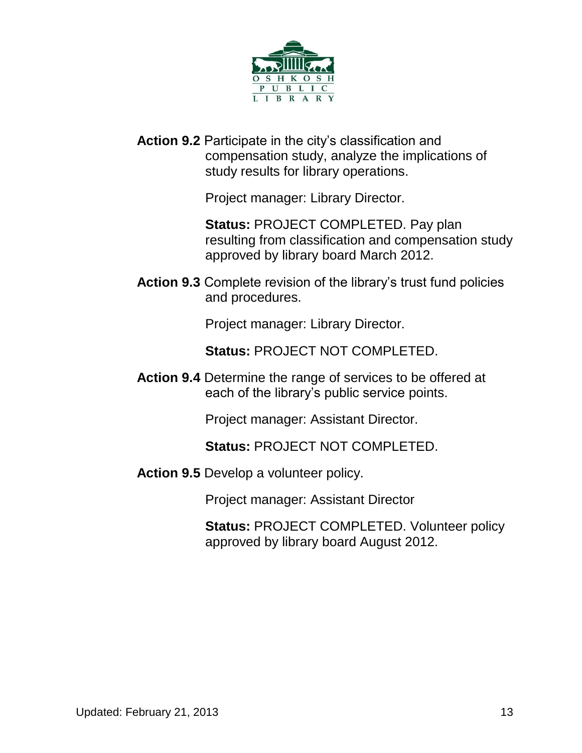**Action 9.2** Participate in the city's classification and compensation study, analyze the implications of study results for library operations.

Project manager: Library Director.

**Status:** PROJECT COMPLETED. Pay plan resulting from classification and compensation study approved by library board March 2012.

**Action 9.3** Complete revision of the library's trust fund policies and procedures.

Project manager: Library Director.

**Status:** PROJECT NOT COMPLETED.

**Action 9.4** Determine the range of services to be offered at each of the library's public service points.

Project manager: Assistant Director.

**Status:** PROJECT NOT COMPLETED.

**Action 9.5** Develop a volunteer policy.

Project manager: Assistant Director

**Status:** PROJECT COMPLETED. Volunteer policy approved by library board August 2012.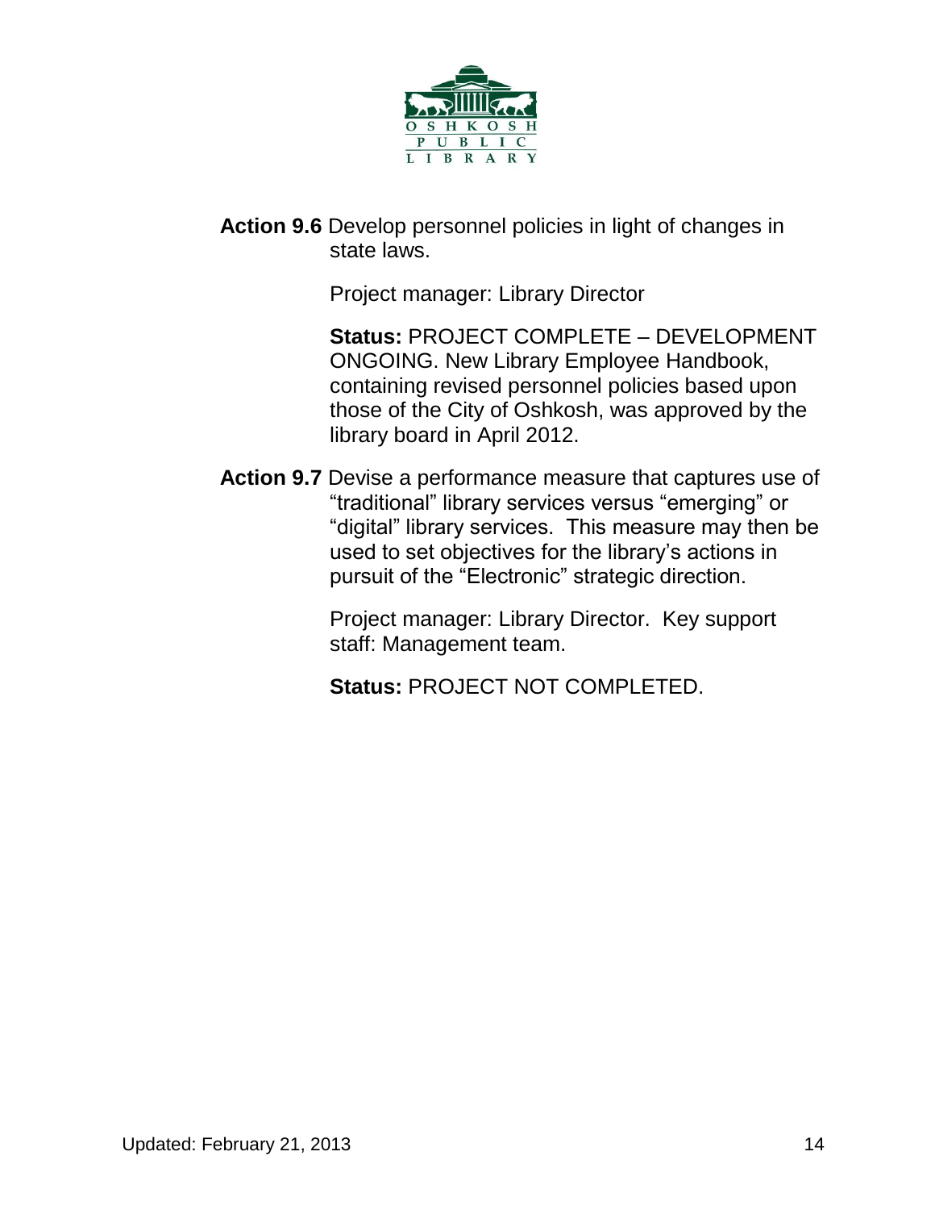**Action 9.6** Develop personnel policies in light of changes in state laws.

Project manager: Library Director

**Status:** PROJECT COMPLETE – DEVELOPMENT ONGOING. New Library Employee Handbook, containing revised personnel policies based upon those of the City of Oshkosh, was approved by the library board in April 2012.

**Action 9.7** Devise a performance measure that captures use of "traditional" library services versus "emerging" or "digital" library services. This measure may then be used to set objectives for the library's actions in pursuit of the "Electronic" strategic direction.

Project manager: Library Director. Key support staff: Management team.

**Status:** PROJECT NOT COMPLETED.

Updated: February 21, 2013